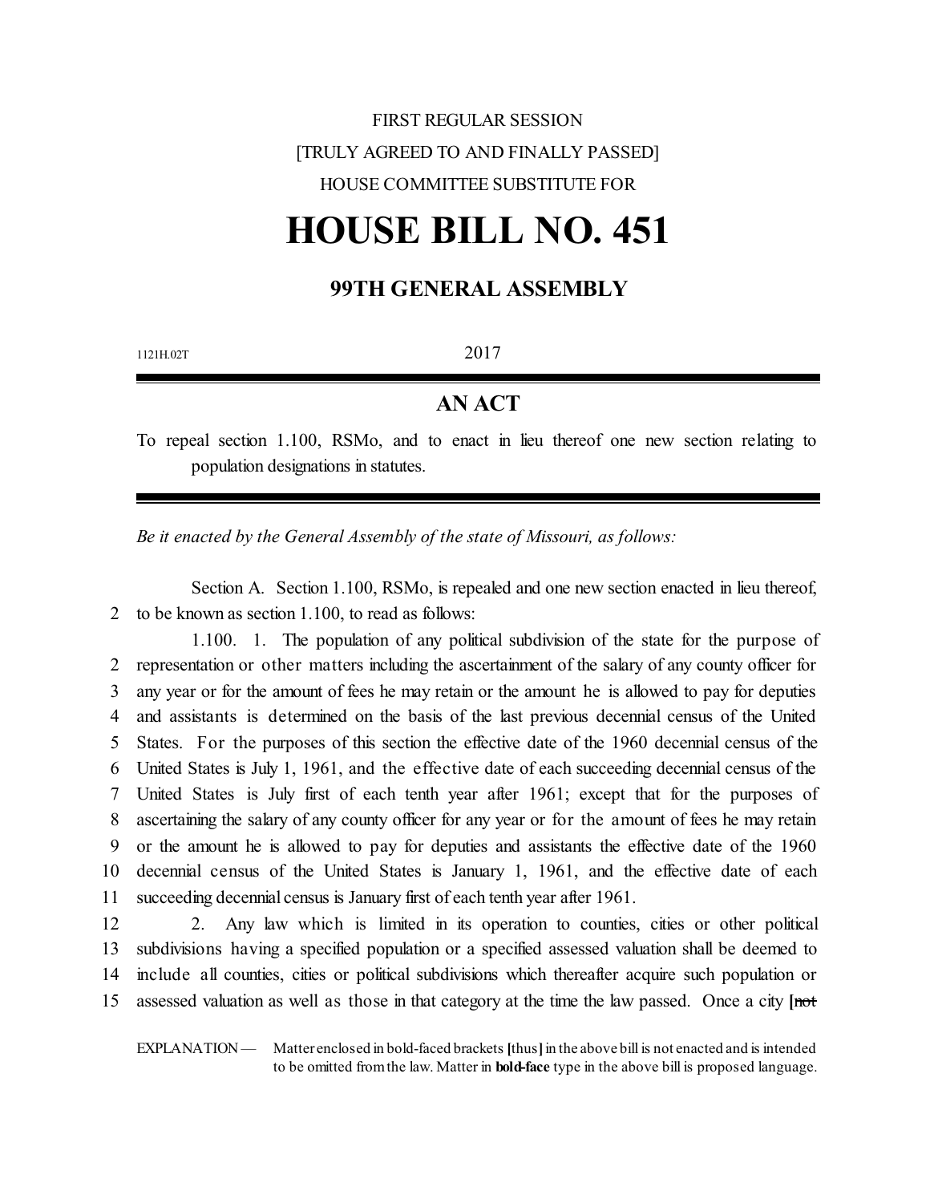FIRST REGULAR SESSION

[TRULY AGREED TO AND FINALLY PASSED]

HOUSE COMMITTEE SUBSTITUTE FOR

# HOUSE BILL NO. 451

## 99TH GENERAL ASSEMBLY

1121H.02T

2017

## AN ACT

To repeal section 1.100, RSMo, and to enact in lieu thereof one new section relating to population designations in statutes.

*Be it enacted by the General Assembly of the state of Missouri, as follows:*

Section A. Section 1.100, RSMo, is repealed and one new section enacted in lieu thereof,
2 to be known as section 1.100, to read as follows:

1.100. 1. The population of any political subdivision of the state for the purpose of
2 representation or other matters including the ascertainment of the salary of any county officer for
3 any year or for the amount of fees he may retain or the amount he is allowed to pay for deputies
4 and assistants is determined on the basis of the last previous decennial census of the United
5 States. For the purposes of this section the effective date of the 1960 decennial census of the
6 United States is July 1, 1961, and the effective date of each succeeding decennial census of the
7 United States is July first of each tenth year after 1961; except that for the purposes of
8 ascertaining the salary of any county officer for any year or for the amount of fees he may retain
9 or the amount he is allowed to pay for deputies and assistants the effective date of the 1960
10 decennial census of the United States is January 1, 1961, and the effective date of each
11 succeeding decennial census is January first of each tenth year after 1961.

12 2. Any law which is limited in its operation to counties, cities or other political
13 subdivisions having a specified population or a specified assessed valuation shall be deemed to
14 include all counties, cities or political subdivisions which thereafter acquire such population or
15 assessed valuation as well as those in that category at the time the law passed. Once a city **[**~~not~~

EXPLANATION — Matter enclosed in bold-faced brackets **[**thus**]** in the above bill is not enacted and is intended to be omitted from the law. Matter in **bold-face** type in the above bill is proposed language.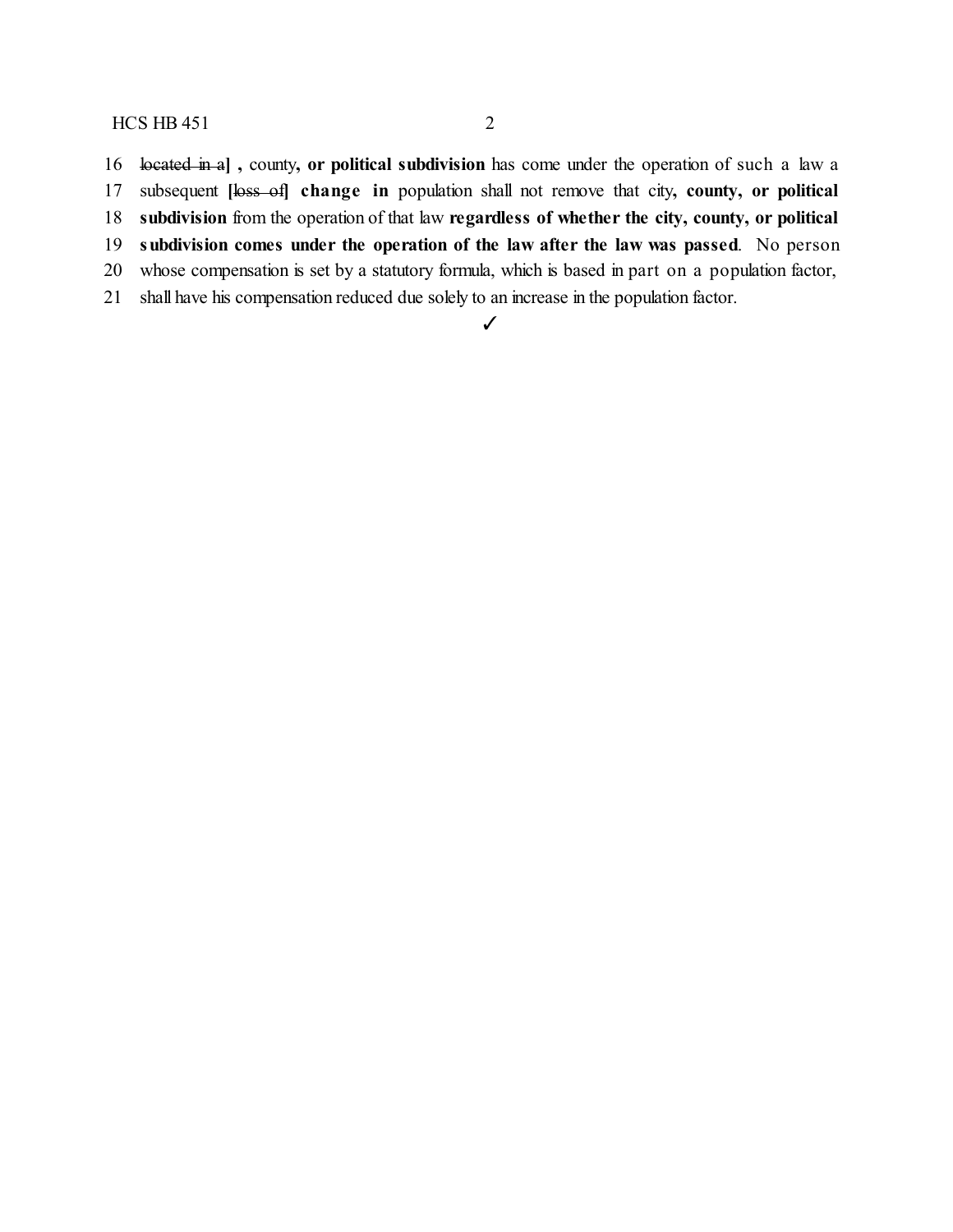16 ~~located in a~~] , county**, or political subdivision** has come under the operation of such a law a
17 subsequent [~~loss of~~] **change in** population shall not remove that city**, county, or political**
18 **subdivision** from the operation of that law **regardless of whether the city, county, or political**
19 **subdivision comes under the operation of the law after the law was passed**. No person
20 whose compensation is set by a statutory formula, which is based in part on a population factor,
21 shall have his compensation reduced due solely to an increase in the population factor.

✓